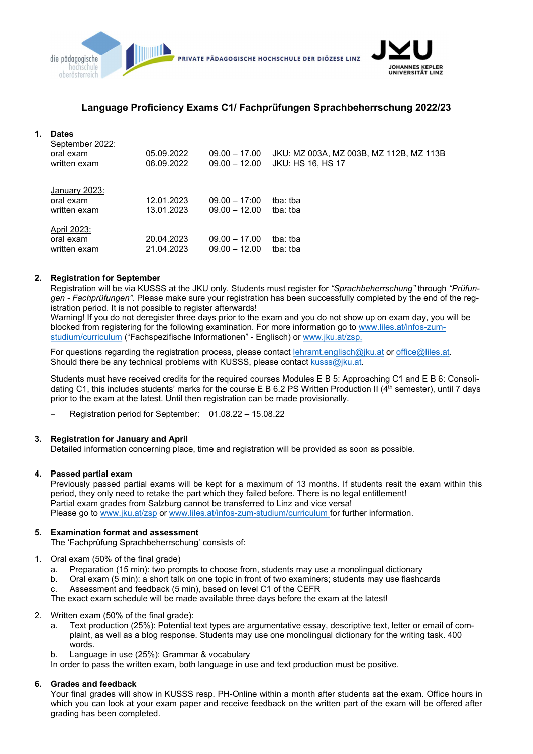die pädagogische hochschule oberösterreich | PRIVATE PÄDAGOGISCHE HOCHSCHULE DER DIÖZESE LINZ | JKU JOHANNES KEPLER UNIVERSITÄT LINZ

# Language Proficiency Exams C1/ Fachprüfungen Sprachbeherrschung 2022/23

## 1. Dates

| | | | |
|---|---|---|---|
| September 2022: | | | |
| oral exam | 05.09.2022 | 09.00 – 17.00 | JKU: MZ 003A, MZ 003B, MZ 112B, MZ 113B |
| written exam | 06.09.2022 | 09.00 – 12.00 | JKU: HS 16, HS 17 |
| January 2023: | | | |
| oral exam | 12.01.2023 | 09.00 – 17:00 | tba: tba |
| written exam | 13.01.2023 | 09.00 – 12.00 | tba: tba |
| April 2023: | | | |
| oral exam | 20.04.2023 | 09.00 – 17.00 | tba: tba |
| written exam | 21.04.2023 | 09.00 – 12.00 | tba: tba |

## 2. Registration for September

Registration will be via KUSSS at the JKU only. Students must register for *"Sprachbeherrschung"* through *"Prüfungen - Fachprüfungen"*. Please make sure your registration has been successfully completed by the end of the registration period. It is not possible to register afterwards!
Warning! If you do not deregister three days prior to the exam and you do not show up on exam day, you will be blocked from registering for the following examination. For more information go to www.liles.at/infos-zum-studium/curriculum ("Fachspezifische Informationen" - Englisch) or www.jku.at/zsp.

For questions regarding the registration process, please contact lehramt.englisch@jku.at or office@liles.at.
Should there be any technical problems with KUSSS, please contact kusss@jku.at.

Students must have received credits for the required courses Modules E B 5: Approaching C1 and E B 6: Consolidating C1, this includes students' marks for the course E B 6.2 PS Written Production II (4th semester), until 7 days prior to the exam at the latest. Until then registration can be made provisionally.

- Registration period for September: 01.08.22 – 15.08.22

## 3. Registration for January and April

Detailed information concerning place, time and registration will be provided as soon as possible.

## 4. Passed partial exam

Previously passed partial exams will be kept for a maximum of 13 months. If students resit the exam within this period, they only need to retake the part which they failed before. There is no legal entitlement!
Partial exam grades from Salzburg cannot be transferred to Linz and vice versa!
Please go to www.jku.at/zsp or www.liles.at/infos-zum-studium/curriculum for further information.

## 5. Examination format and assessment

The 'Fachprüfung Sprachbeherrschung' consists of:

1. Oral exam (50% of the final grade)
   a. Preparation (15 min): two prompts to choose from, students may use a monolingual dictionary
   b. Oral exam (5 min): a short talk on one topic in front of two examiners; students may use flashcards
   c. Assessment and feedback (5 min), based on level C1 of the CEFR

   The exact exam schedule will be made available three days before the exam at the latest!

2. Written exam (50% of the final grade):
   a. Text production (25%): Potential text types are argumentative essay, descriptive text, letter or email of complaint, as well as a blog response. Students may use one monolingual dictionary for the writing task. 400 words.
   b. Language in use (25%): Grammar & vocabulary

   In order to pass the written exam, both language in use and text production must be positive.

## 6. Grades and feedback

Your final grades will show in KUSSS resp. PH-Online within a month after students sat the exam. Office hours in which you can look at your exam paper and receive feedback on the written part of the exam will be offered after grading has been completed.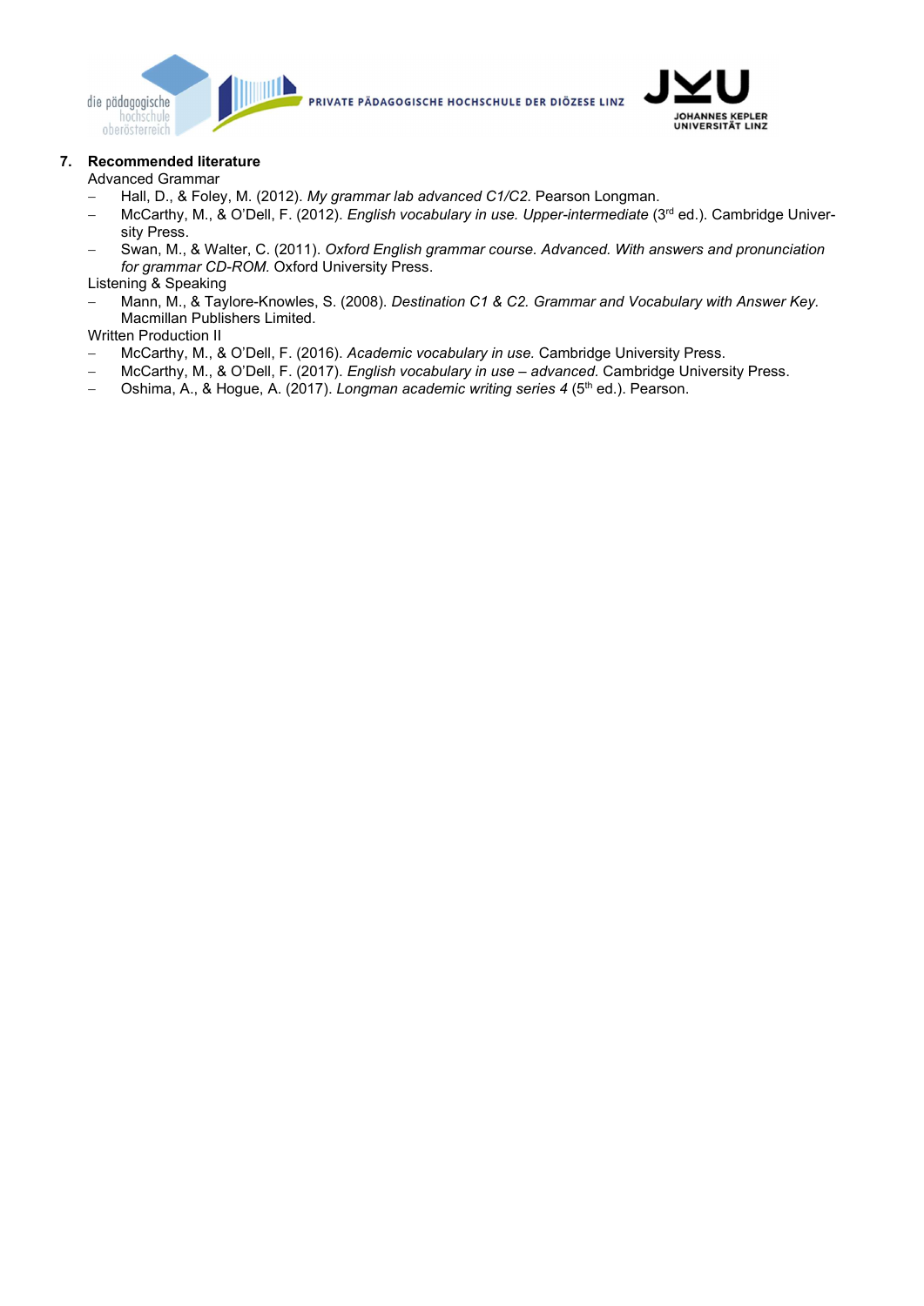## 7. Recommended literature

Advanced Grammar

- Hall, D., & Foley, M. (2012). *My grammar lab advanced C1/C2*. Pearson Longman.
- McCarthy, M., & O'Dell, F. (2012). *English vocabulary in use. Upper-intermediate* (3rd ed.). Cambridge University Press.
- Swan, M., & Walter, C. (2011). *Oxford English grammar course. Advanced. With answers and pronunciation for grammar CD-ROM.* Oxford University Press.

Listening & Speaking

- Mann, M., & Taylore-Knowles, S. (2008). *Destination C1 & C2. Grammar and Vocabulary with Answer Key.* Macmillan Publishers Limited.

Written Production II

- McCarthy, M., & O'Dell, F. (2016). *Academic vocabulary in use.* Cambridge University Press.
- McCarthy, M., & O'Dell, F. (2017). *English vocabulary in use – advanced.* Cambridge University Press.
- Oshima, A., & Hogue, A. (2017). *Longman academic writing series 4* (5th ed.). Pearson.